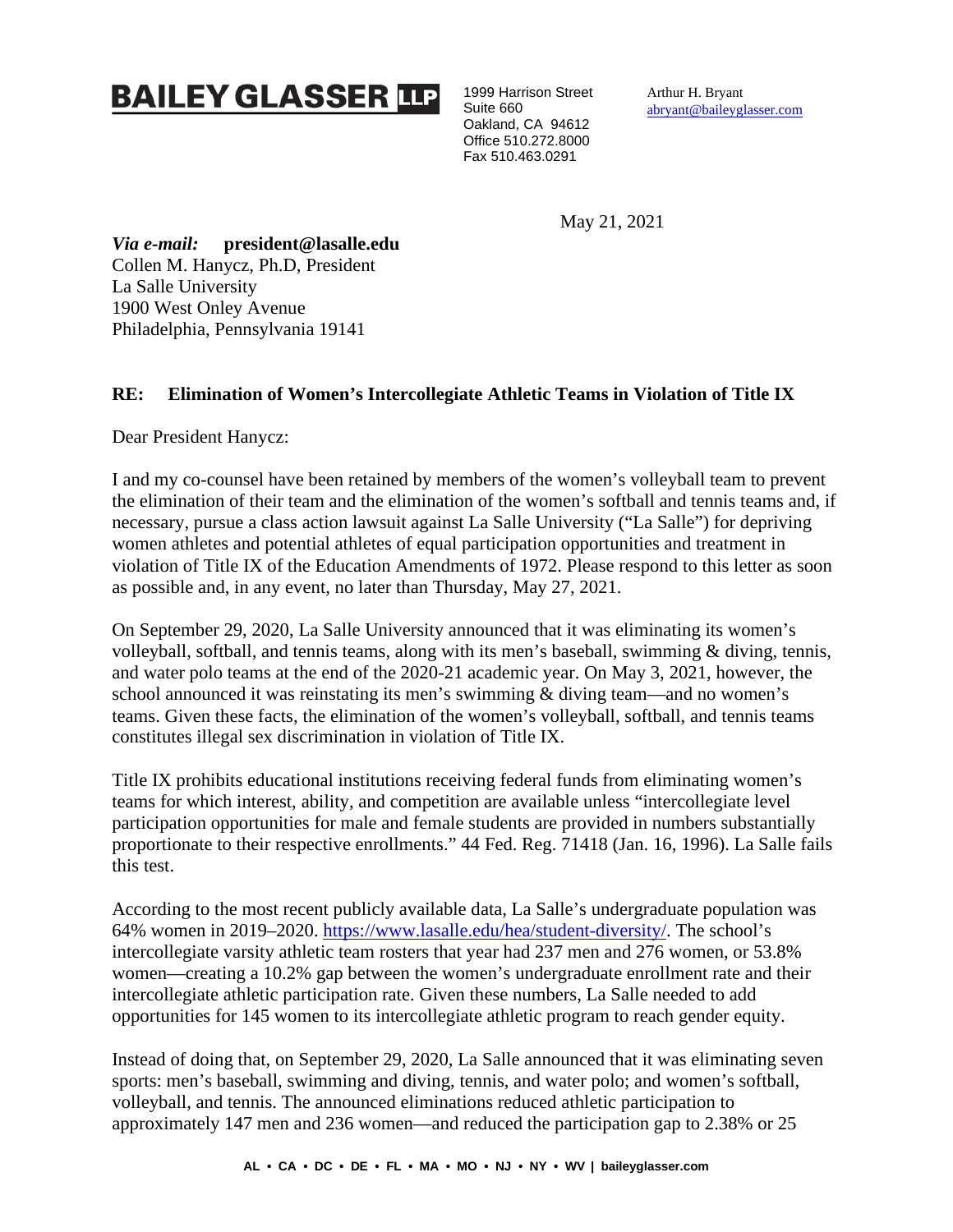**BAILEY GLASSER LLP**

1999 Harrison Street
Suite 660
Oakland, CA 94612
Office 510.272.8000
Fax 510.463.0291

Arthur H. Bryant
abryant@baileyglasser.com

May 21, 2021

***Via e-mail:*** **president@lasalle.edu**
Collen M. Hanycz, Ph.D, President
La Salle University
1900 West Onley Avenue
Philadelphia, Pennsylvania 19141

**RE: Elimination of Women's Intercollegiate Athletic Teams in Violation of Title IX**

Dear President Hanycz:

I and my co-counsel have been retained by members of the women's volleyball team to prevent the elimination of their team and the elimination of the women's softball and tennis teams and, if necessary, pursue a class action lawsuit against La Salle University ("La Salle") for depriving women athletes and potential athletes of equal participation opportunities and treatment in violation of Title IX of the Education Amendments of 1972. Please respond to this letter as soon as possible and, in any event, no later than Thursday, May 27, 2021.

On September 29, 2020, La Salle University announced that it was eliminating its women's volleyball, softball, and tennis teams, along with its men's baseball, swimming & diving, tennis, and water polo teams at the end of the 2020-21 academic year. On May 3, 2021, however, the school announced it was reinstating its men's swimming & diving team—and no women's teams. Given these facts, the elimination of the women's volleyball, softball, and tennis teams constitutes illegal sex discrimination in violation of Title IX.

Title IX prohibits educational institutions receiving federal funds from eliminating women's teams for which interest, ability, and competition are available unless "intercollegiate level participation opportunities for male and female students are provided in numbers substantially proportionate to their respective enrollments." 44 Fed. Reg. 71418 (Jan. 16, 1996). La Salle fails this test.

According to the most recent publicly available data, La Salle's undergraduate population was 64% women in 2019–2020. https://www.lasalle.edu/hea/student-diversity/. The school's intercollegiate varsity athletic team rosters that year had 237 men and 276 women, or 53.8% women—creating a 10.2% gap between the women's undergraduate enrollment rate and their intercollegiate athletic participation rate. Given these numbers, La Salle needed to add opportunities for 145 women to its intercollegiate athletic program to reach gender equity.

Instead of doing that, on September 29, 2020, La Salle announced that it was eliminating seven sports: men's baseball, swimming and diving, tennis, and water polo; and women's softball, volleyball, and tennis. The announced eliminations reduced athletic participation to approximately 147 men and 236 women—and reduced the participation gap to 2.38% or 25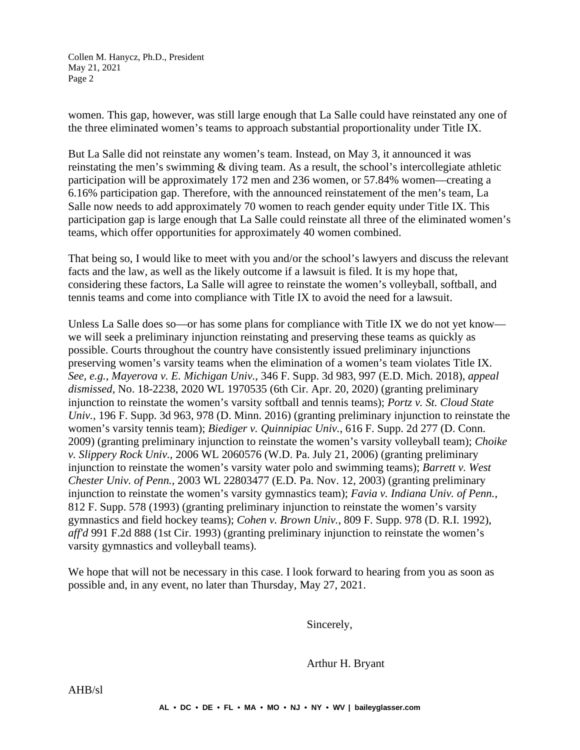women. This gap, however, was still large enough that La Salle could have reinstated any one of the three eliminated women's teams to approach substantial proportionality under Title IX.

But La Salle did not reinstate any women's team. Instead, on May 3, it announced it was reinstating the men's swimming & diving team. As a result, the school's intercollegiate athletic participation will be approximately 172 men and 236 women, or 57.84% women—creating a 6.16% participation gap. Therefore, with the announced reinstatement of the men's team, La Salle now needs to add approximately 70 women to reach gender equity under Title IX. This participation gap is large enough that La Salle could reinstate all three of the eliminated women's teams, which offer opportunities for approximately 40 women combined.

That being so, I would like to meet with you and/or the school's lawyers and discuss the relevant facts and the law, as well as the likely outcome if a lawsuit is filed. It is my hope that, considering these factors, La Salle will agree to reinstate the women's volleyball, softball, and tennis teams and come into compliance with Title IX to avoid the need for a lawsuit.

Unless La Salle does so—or has some plans for compliance with Title IX we do not yet know—we will seek a preliminary injunction reinstating and preserving these teams as quickly as possible. Courts throughout the country have consistently issued preliminary injunctions preserving women's varsity teams when the elimination of a women's team violates Title IX. *See, e.g.*, *Mayerova v. E. Michigan Univ.*, 346 F. Supp. 3d 983, 997 (E.D. Mich. 2018), *appeal dismissed*, No. 18-2238, 2020 WL 1970535 (6th Cir. Apr. 20, 2020) (granting preliminary injunction to reinstate the women's varsity softball and tennis teams); *Portz v. St. Cloud State Univ.*, 196 F. Supp. 3d 963, 978 (D. Minn. 2016) (granting preliminary injunction to reinstate the women's varsity tennis team); *Biediger v. Quinnipiac Univ.*, 616 F. Supp. 2d 277 (D. Conn. 2009) (granting preliminary injunction to reinstate the women's varsity volleyball team); *Choike v. Slippery Rock Univ.*, 2006 WL 2060576 (W.D. Pa. July 21, 2006) (granting preliminary injunction to reinstate the women's varsity water polo and swimming teams); *Barrett v. West Chester Univ. of Penn.*, 2003 WL 22803477 (E.D. Pa. Nov. 12, 2003) (granting preliminary injunction to reinstate the women's varsity gymnastics team); *Favia v. Indiana Univ. of Penn.*, 812 F. Supp. 578 (1993) (granting preliminary injunction to reinstate the women's varsity gymnastics and field hockey teams); *Cohen v. Brown Univ.*, 809 F. Supp. 978 (D. R.I. 1992), *aff'd* 991 F.2d 888 (1st Cir. 1993) (granting preliminary injunction to reinstate the women's varsity gymnastics and volleyball teams).

We hope that will not be necessary in this case. I look forward to hearing from you as soon as possible and, in any event, no later than Thursday, May 27, 2021.

Sincerely,

Arthur H. Bryant

AHB/sl